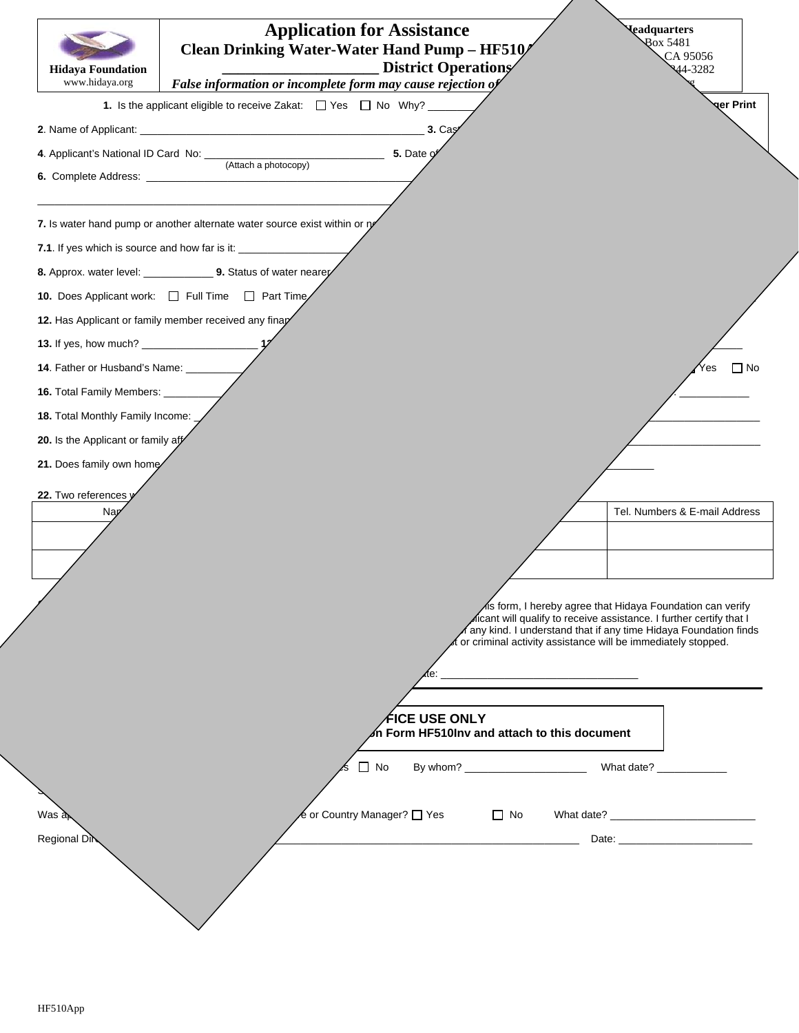| Hidaya Foundation www.hidaya.org | **Application for Assistance** **Clean Drinking Water-Water Hand Pump – HF510A** **____________________ District Operations** ***False information or incomplete form may cause rejection of*** | **Headquarters** Box 5481 CA 95056 44-3282 |
| --- | --- | --- |

**1.** Is the applicant eligible to receive Zakat: ☐ Yes ☐ No Why? ________

ger Print

**2**. Name of Applicant: ______________________________________________ **3.** Cas

**4**. Applicant's National ID Card No: ______________________________ **5.** Date o
(Attach a photocopy)

**6.** Complete Address: ______________________________________________

______________________________________________

**7.** Is water hand pump or another alternate water source exist within or n

**7.1**. If yes which is source and how far is it: ____________________

**8.** Approx. water level: ____________ **9.** Status of water neare

**10.** Does Applicant work: ☐ Full Time ☐ Part Time

**12.** Has Applicant or family member received any finan

**13.** If yes, how much? ____________________ **1**

**14**. Father or Husband's Name: __________ Yes ☐ No

**16.** Total Family Members: __________ ___________

**18.** Total Monthly Family Income: __________

**20.** Is the Applicant or family aff

**21.** Does family own home

**22.** Two references

| Na | | Tel. Numbers & E-mail Address |
| --- | --- | --- |
| | | |
| | | |

is form, I hereby agree that Hidaya Foundation can verify licant will qualify to receive assistance. I further certify that I any kind. I understand that if any time Hidaya Foundation finds t or criminal activity assistance will be immediately stopped.

te: ________________________________

**FICE USE ONLY**
**on Form HF510Inv and attach to this document**

s ☐ No By whom? _____________________ What date? ____________

Was a e or Country Manager? ☐ Yes ☐ No What date? ________________________

Regional Di ______________________________________________ Date: ______________________

HF510App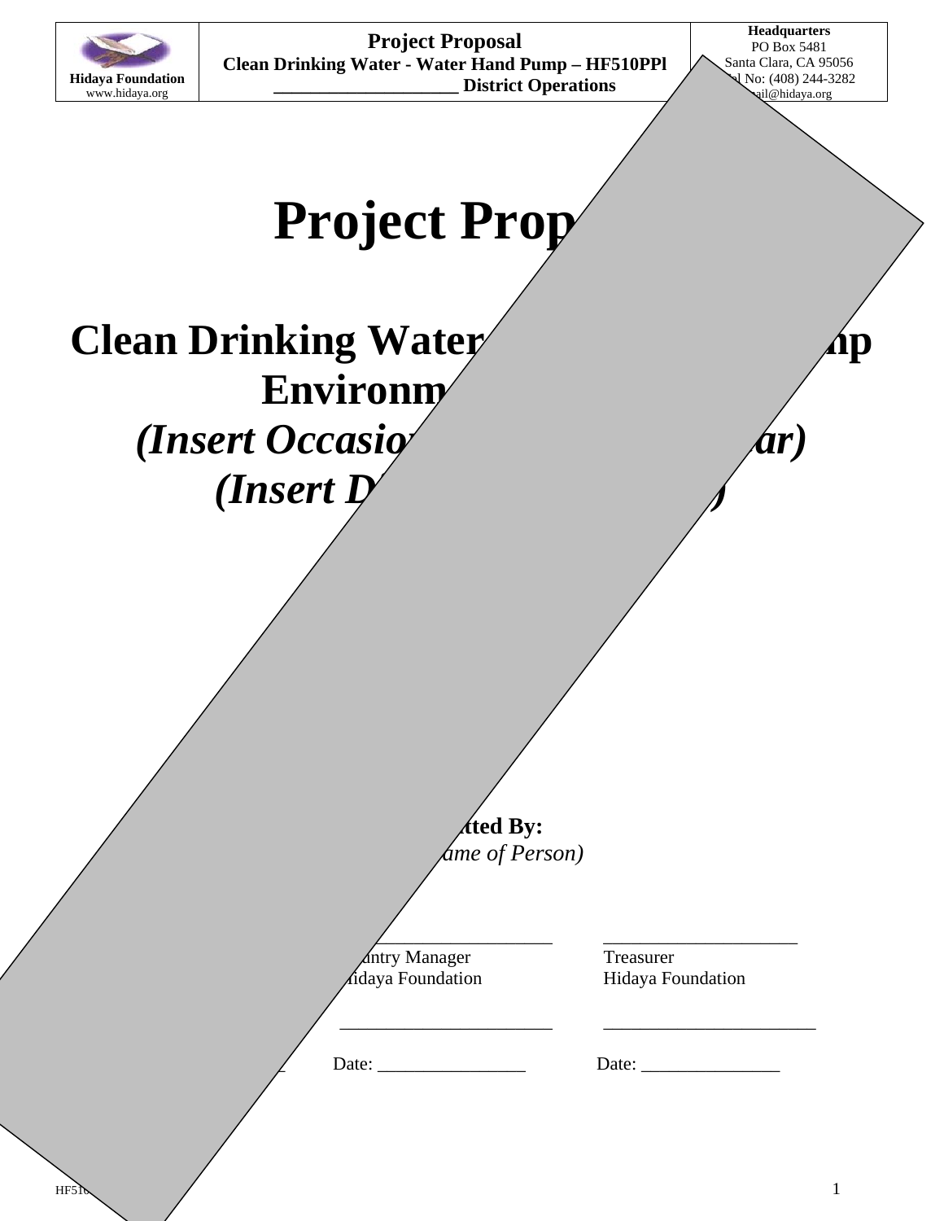# Project Prop

# Clean Drinking Water np Environm

# *(Insert Occasio ar)*

# *(Insert D )*

**tted By:**

*ame of Person)*

| | ______________________ | ____________________ |
|---|---|---|
| | ıntry Manager | Treasurer |
| | ıidaya Foundation | Hidaya Foundation |
| | ______________________ | ______________________ |
| _ | Date: ________________ | Date: _______________ |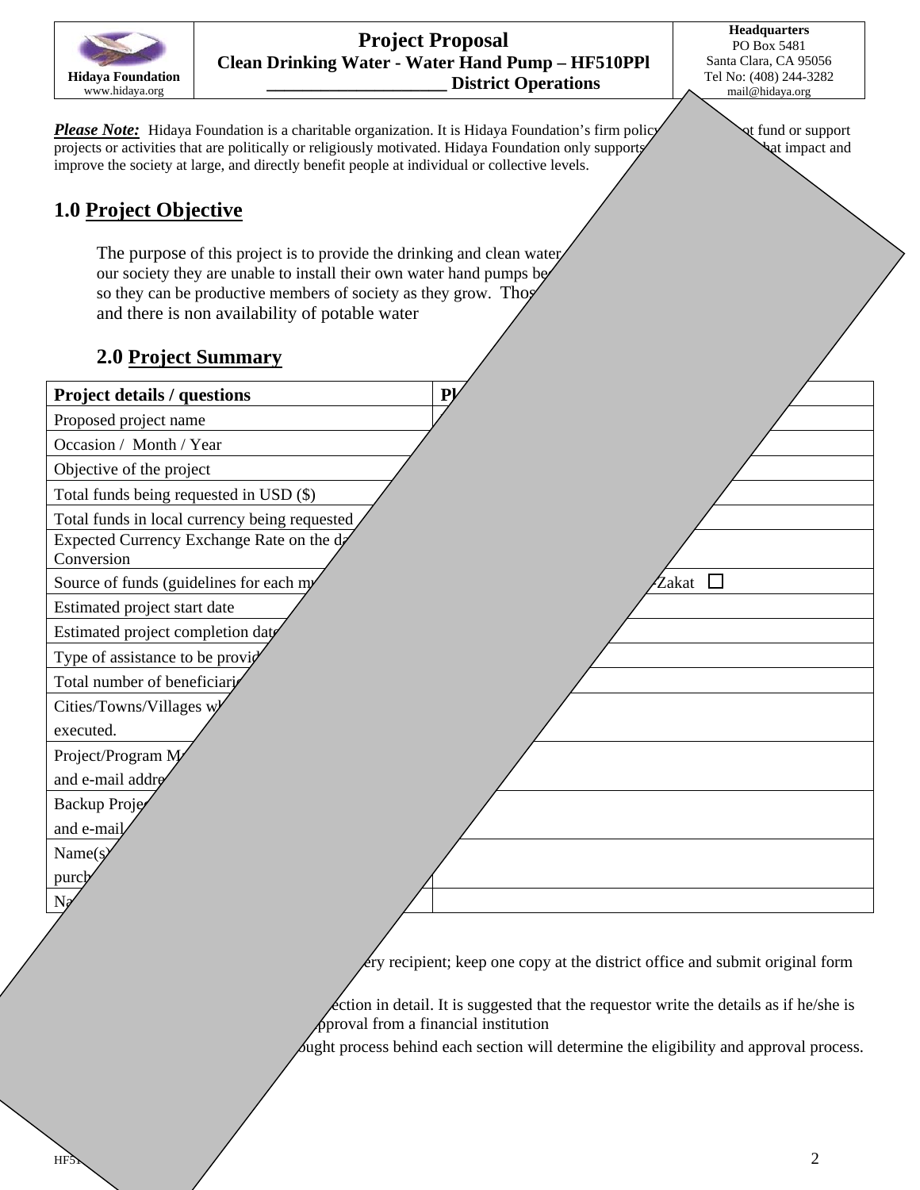| Hidaya Foundation www.hidaya.org | **Project Proposal** **Clean Drinking Water - Water Hand Pump – HF510PPl** **___________________ District Operations** | **Headquarters** PO Box 5481 Santa Clara, CA 95056 Tel No: (408) 244-3282 mail@hidaya.org |
|---|---|---|

***Please Note:*** Hidaya Foundation is a charitable organization. It is Hidaya Foundation's firm policy ot fund or support projects or activities that are politically or religiously motivated. Hidaya Foundation only supports hat impact and improve the society at large, and directly benefit people at individual or collective levels.

## 1.0 Project Objective

The purpose of this project is to provide the drinking and clean water our society they are unable to install their own water hand pumps be so they can be productive members of society as they grow. Thos and there is non availability of potable water

## 2.0 Project Summary

| Project details / questions | Pl |
|---|---|
| Proposed project name | |
| Occasion / Month / Year | |
| Objective of the project | |
| Total funds being requested in USD ($) | |
| Total funds in local currency being requested | |
| Expected Currency Exchange Rate on the d Conversion | |
| Source of funds (guidelines for each m | Zakat ☐ |
| Estimated project start date | |
| Estimated project completion dat | |
| Type of assistance to be provid | |
| Total number of beneficiari | |
| Cities/Towns/Villages w executed. | |
| Project/Program M and e-mail addre | |
| Backup Proje and e-mail | |
| Name(s) purch | |
| Na | |

ery recipient; keep one copy at the district office and submit original form

ection in detail. It is suggested that the requestor write the details as if he/she is pproval from a financial institution

ought process behind each section will determine the eligibility and approval process.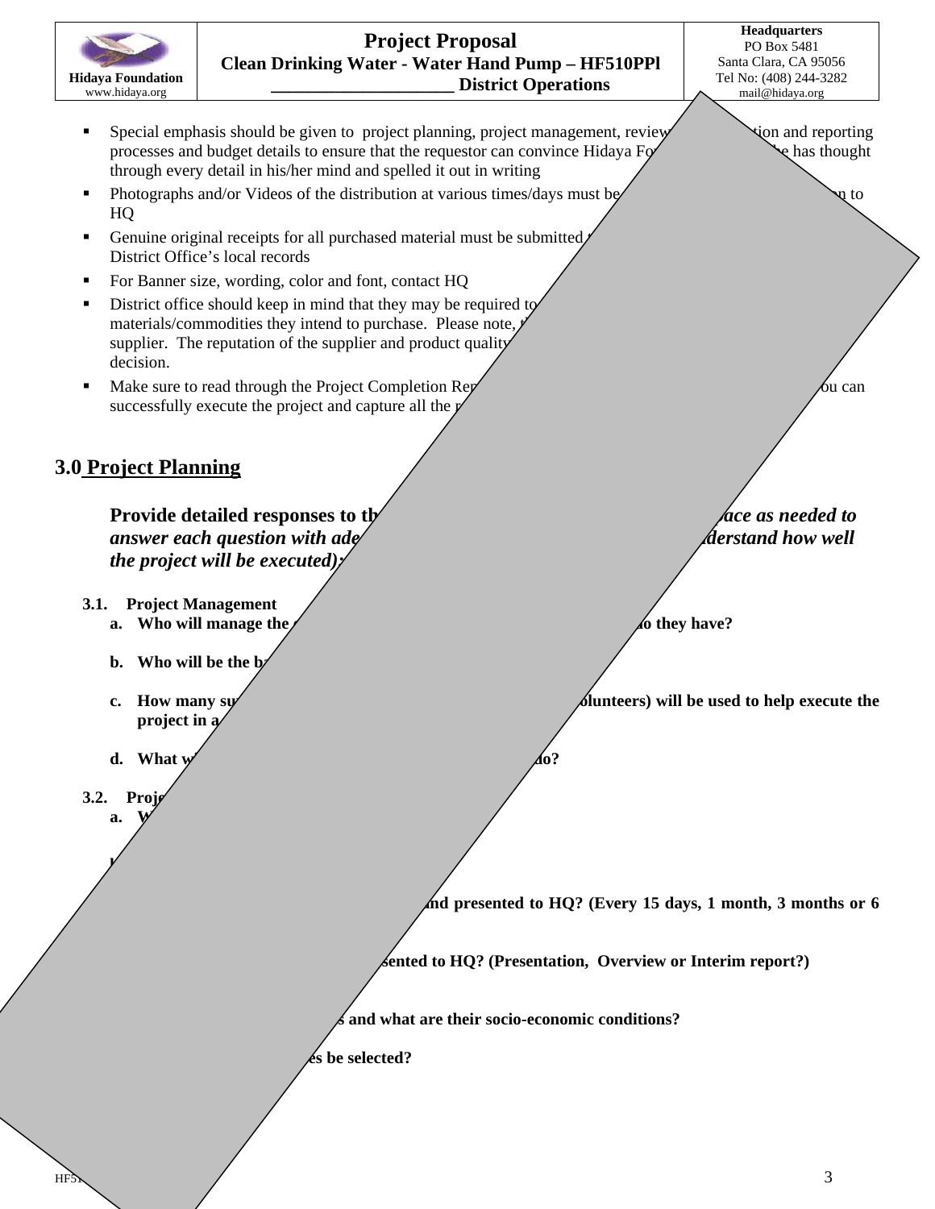- Special emphasis should be given to project planning, project management, review tion and reporting processes and budget details to ensure that the requestor can convince Hidaya Fo e has thought through every detail in his/her mind and spelled it out in writing
- Photographs and/or Videos of the distribution at various times/days must be n to HQ
- Genuine original receipts for all purchased material must be submitted District Office's local records
- For Banner size, wording, color and font, contact HQ
- District office should keep in mind that they may be required to materials/commodities they intend to purchase. Please note, supplier. The reputation of the supplier and product quality decision.
- Make sure to read through the Project Completion Re ou can successfully execute the project and capture all the

## 3.0 Project Planning

**Provide detailed responses to th** ***ace as needed to answer each question with ade*** ***derstand how well the project will be executed):***

**3.1. Project Management**

**a. Who will manage the** **o they have?**

**b. Who will be the b**

**c. How many su** **olunteers) will be used to help execute the project in a**

**d. What w** **o?**

**3.2. Proj**

**a. W**

**nd presented to HQ? (Every 15 days, 1 month, 3 months or 6**

**sented to HQ? (Presentation, Overview or Interim report?)**

**s and what are their socio-economic conditions?**

**es be selected?**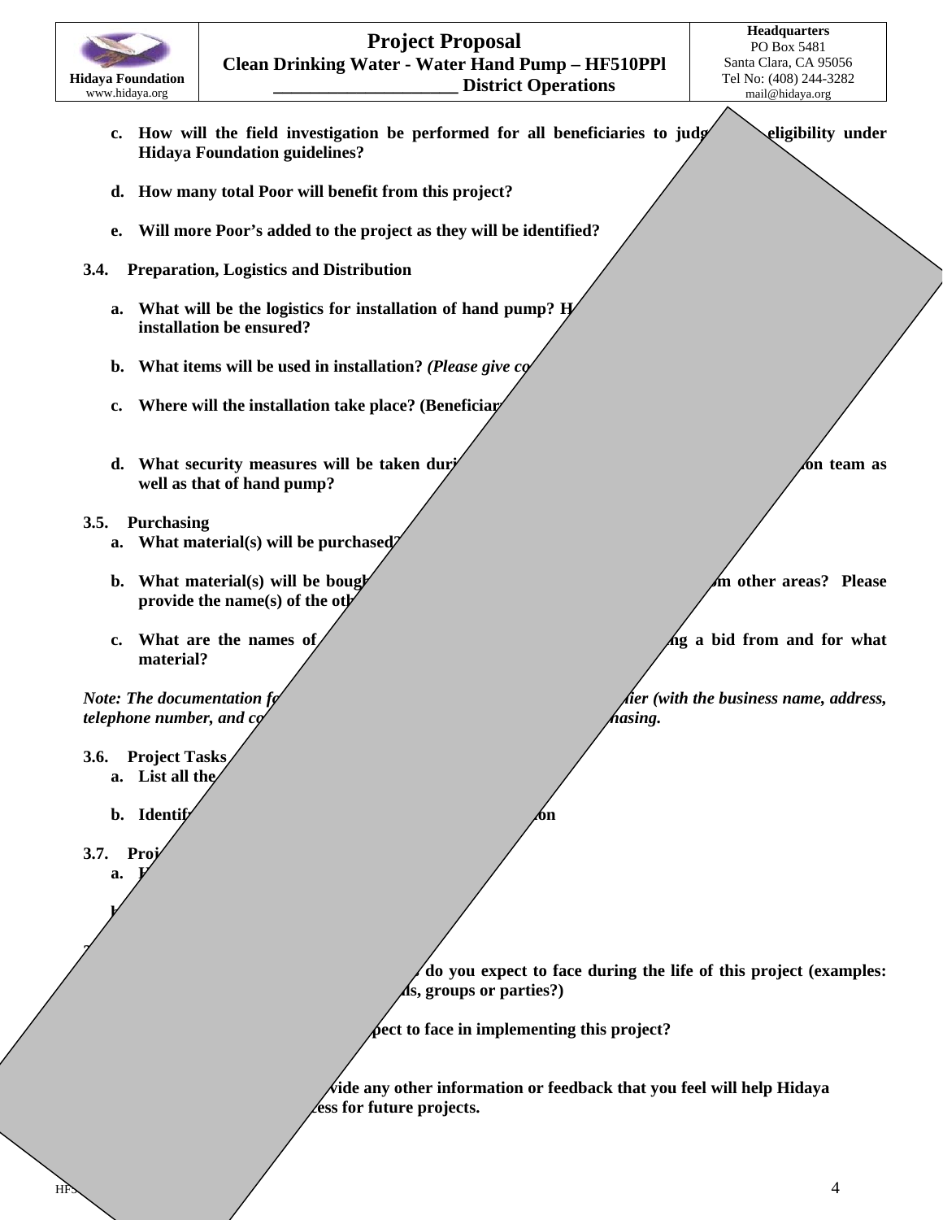c. **How will the field investigation be performed for all beneficiaries to judg eligibility under Hidaya Foundation guidelines?**

d. **How many total Poor will benefit from this project?**

e. **Will more Poor's added to the project as they will be identified?**

### 3.4. Preparation, Logistics and Distribution

a. **What will be the logistics for installation of hand pump? H installation be ensured?**

b. **What items will be used in installation?** ***(Please give co***

c. **Where will the installation take place? (Beneficiar**

d. **What security measures will be taken duri on team as well as that of hand pump?**

### 3.5. Purchasing

a. **What material(s) will be purchased?**

b. **What material(s) will be boug m other areas? Please provide the name(s) of the ot**

c. **What are the names of ng a bid from and for what material?**

***Note: The documentation fo lier (with the business name, address, telephone number, and co hasing.***

### 3.6. Project Tasks

a. **List all the**

b. **Identif on**

### 3.7. Proj

a. **I**

**do you expect to face during the life of this project (examples: ls, groups or parties?)**

**pect to face in implementing this project?**

**vide any other information or feedback that you feel will help Hidaya ess for future projects.**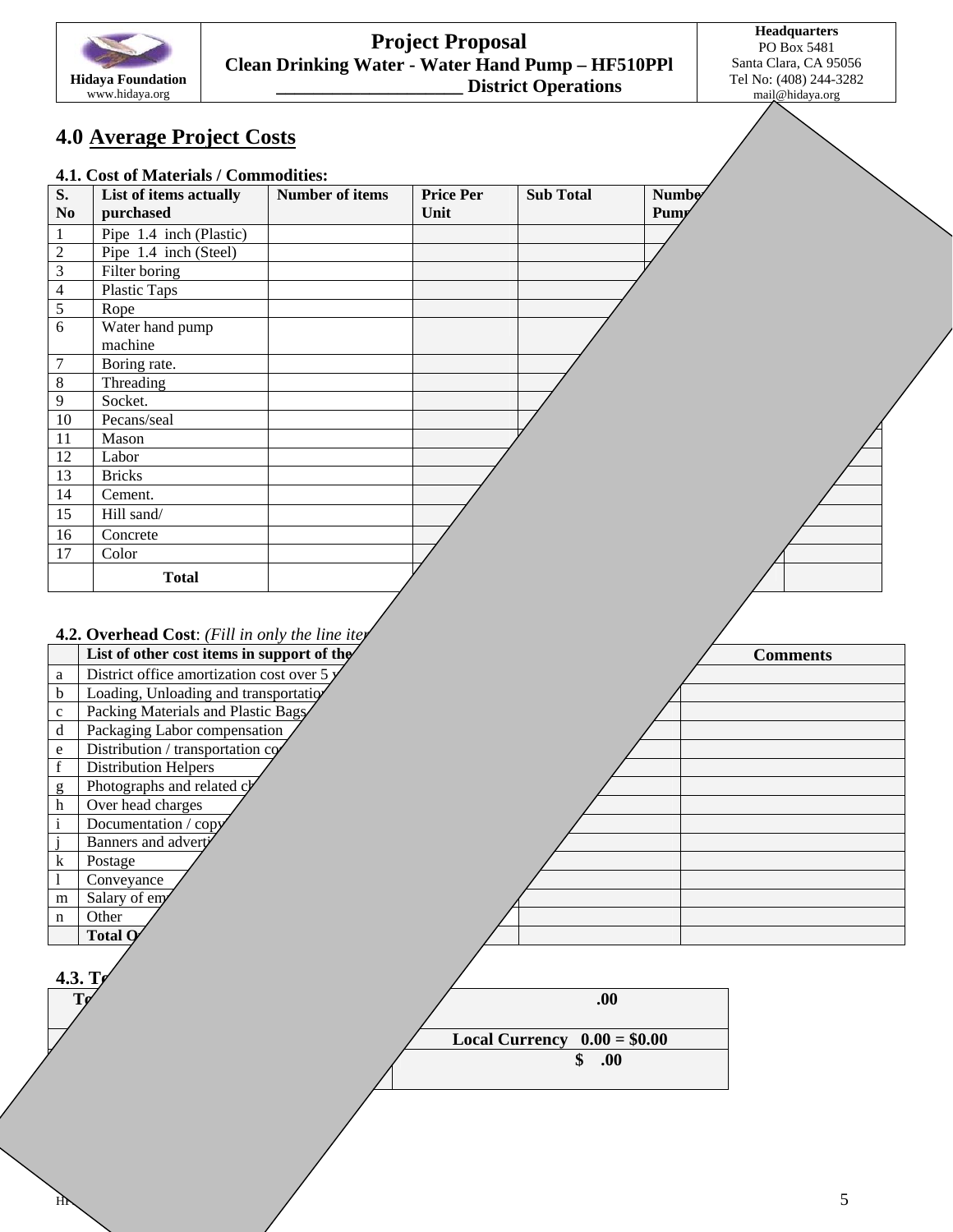| Hidaya Foundation www.hidaya.org | **Project Proposal** **Clean Drinking Water - Water Hand Pump – HF510PPl** **___________________ District Operations** | **Headquarters** PO Box 5481 Santa Clara, CA 95056 Tel No: (408) 244-3282 mail@hidaya.org |
|---|---|---|

## 4.0 Average Project Costs

### 4.1. Cost of Materials / Commodities:

| S. No | List of items actually purchased | Number of items | Price Per Unit | Sub Total | Numbe Pum | | |
|---|---|---|---|---|---|---|---|
| 1 | Pipe 1.4 inch (Plastic) | | | | | | |
| 2 | Pipe 1.4 inch (Steel) | | | | | | |
| 3 | Filter boring | | | | | | |
| 4 | Plastic Taps | | | | | | |
| 5 | Rope | | | | | | |
| 6 | Water hand pump machine | | | | | | |
| 7 | Boring rate. | | | | | | |
| 8 | Threading | | | | | | |
| 9 | Socket. | | | | | | |
| 10 | Pecans/seal | | | | | | |
| 11 | Mason | | | | | | |
| 12 | Labor | | | | | | |
| 13 | Bricks | | | | | | |
| 14 | Cement. | | | | | | |
| 15 | Hill sand/ | | | | | | |
| 16 | Concrete | | | | | | |
| 17 | Color | | | | | | |
| | **Total** | | | | | | |

### 4.2. Overhead Cost: *(Fill in only the line ite*

| | List of other cost items in support of the | | | Comments |
|---|---|---|---|---|
| a | District office amortization cost over 5 | | | |
| b | Loading, Unloading and transportatio | | | |
| c | Packing Materials and Plastic Bags | | | |
| d | Packaging Labor compensation | | | |
| e | Distribution / transportation co | | | |
| f | Distribution Helpers | | | |
| g | Photographs and related c | | | |
| h | Over head charges | | | |
| i | Documentation / copy | | | |
| j | Banners and adverti | | | |
| k | Postage | | | |
| l | Conveyance | | | |
| m | Salary of em | | | |
| n | Other | | | |
| | **Total O** | | | |

### 4.3. T

| T | **.00** |
|---|---|
| | **Local Currency 0.00 = $0.00** |
| | **$ .00** |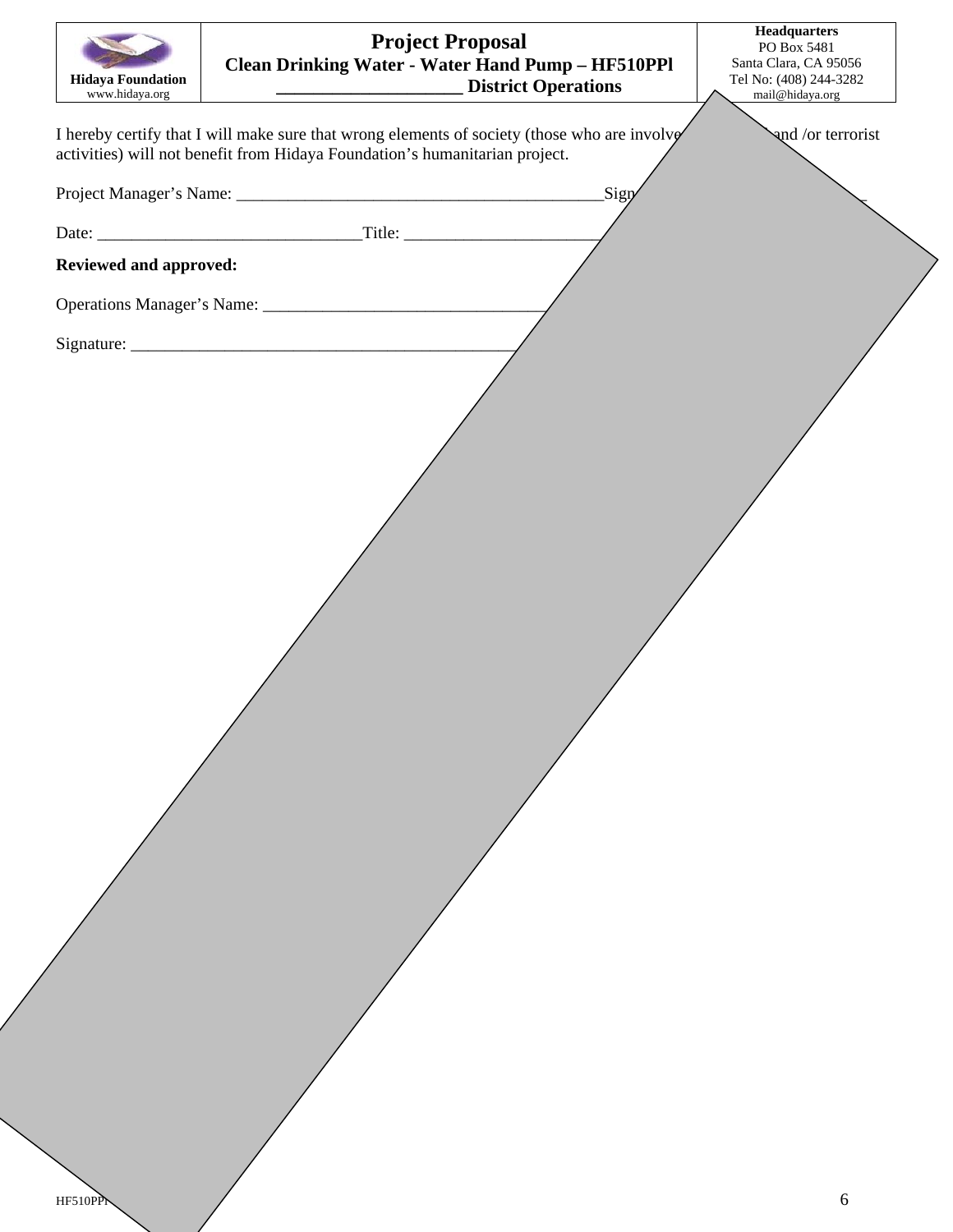I hereby certify that I will make sure that wrong elements of society (those who are involve and /or terrorist activities) will not benefit from Hidaya Foundation's humanitarian project.

Project Manager's Name: ___________________________________________Sign

Date: _______________________________Title: _______________________

**Reviewed and approved:**

Operations Manager's Name: _________________________________

Signature: _______________________________________________